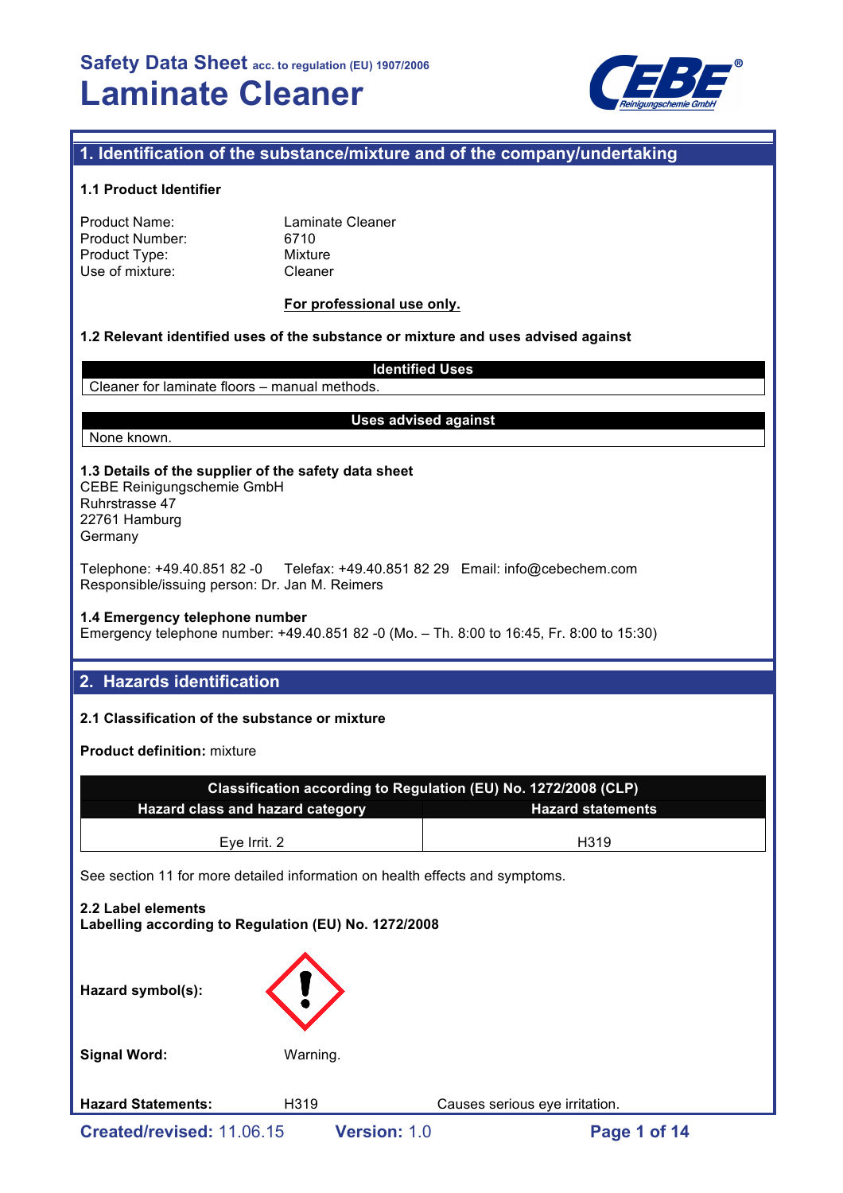# Safety Data Sheet acc. to regulation (EU) 1907/2006

# Laminate Cleaner

## 1. Identification of the substance/mixture and of the company/undertaking

### 1.1 Product Identifier

Product Name: Laminate Cleaner
Product Number: 6710
Product Type: Mixture
Use of mixture: Cleaner

**For professional use only.**

### 1.2 Relevant identified uses of the substance or mixture and uses advised against

| Identified Uses |
| --- |
| Cleaner for laminate floors – manual methods. |

| Uses advised against |
| --- |
| None known. |

### 1.3 Details of the supplier of the safety data sheet

CEBE Reinigungschemie GmbH
Ruhrstrasse 47
22761 Hamburg
Germany

Telephone: +49.40.851 82 -0 Telefax: +49.40.851 82 29 Email: info@cebechem.com
Responsible/issuing person: Dr. Jan M. Reimers

### 1.4 Emergency telephone number

Emergency telephone number: +49.40.851 82 -0 (Mo. – Th. 8:00 to 16:45, Fr. 8:00 to 15:30)

## 2. Hazards identification

### 2.1 Classification of the substance or mixture

**Product definition:** mixture

| Classification according to Regulation (EU) No. 1272/2008 (CLP) | |
| --- | --- |
| **Hazard class and hazard category** | **Hazard statements** |
| Eye Irrit. 2 | H319 |

See section 11 for more detailed information on health effects and symptoms.

### 2.2 Label elements

**Labelling according to Regulation (EU) No. 1272/2008**

**Hazard symbol(s):**

**Signal Word:** Warning.

**Hazard Statements:** H319 Causes serious eye irritation.

Created/revised: 11.06.15 Version: 1.0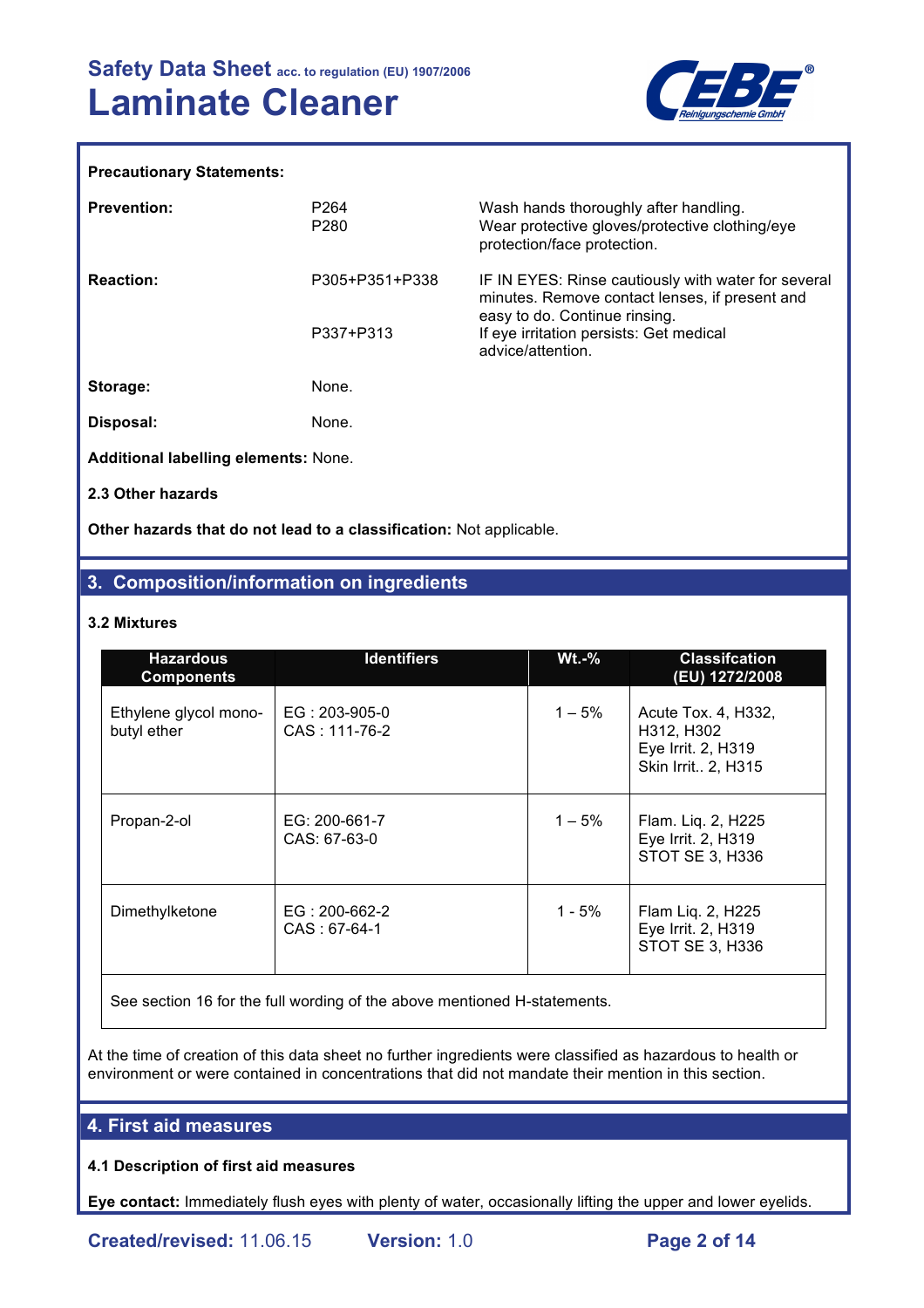**Precautionary Statements:**

| | | |
|---|---|---|
| **Prevention:** | P264<br>P280 | Wash hands thoroughly after handling.<br>Wear protective gloves/protective clothing/eye protection/face protection. |
| **Reaction:** | P305+P351+P338<br><br>P337+P313 | IF IN EYES: Rinse cautiously with water for several minutes. Remove contact lenses, if present and easy to do. Continue rinsing.<br>If eye irritation persists: Get medical advice/attention. |
| **Storage:** | None. | |
| **Disposal:** | None. | |

**Additional labelling elements:** None.

**2.3 Other hazards**

**Other hazards that do not lead to a classification:** Not applicable.

## 3. Composition/information on ingredients

**3.2 Mixtures**

| Hazardous Components | Identifiers | Wt.-% | Classifcation (EU) 1272/2008 |
|---|---|---|---|
| Ethylene glycol mono-butyl ether | EG : 203-905-0<br>CAS : 111-76-2 | 1 – 5% | Acute Tox. 4, H332, H312, H302<br>Eye Irrit. 2, H319<br>Skin Irrit.. 2, H315 |
| Propan-2-ol | EG: 200-661-7<br>CAS: 67-63-0 | 1 – 5% | Flam. Liq. 2, H225<br>Eye Irrit. 2, H319<br>STOT SE 3, H336 |
| Dimethylketone | EG : 200-662-2<br>CAS : 67-64-1 | 1 - 5% | Flam Liq. 2, H225<br>Eye Irrit. 2, H319<br>STOT SE 3, H336 |
| See section 16 for the full wording of the above mentioned H-statements. | | | |

At the time of creation of this data sheet no further ingredients were classified as hazardous to health or environment or were contained in concentrations that did not mandate their mention in this section.

## 4. First aid measures

**4.1 Description of first aid measures**

**Eye contact:** Immediately flush eyes with plenty of water, occasionally lifting the upper and lower eyelids.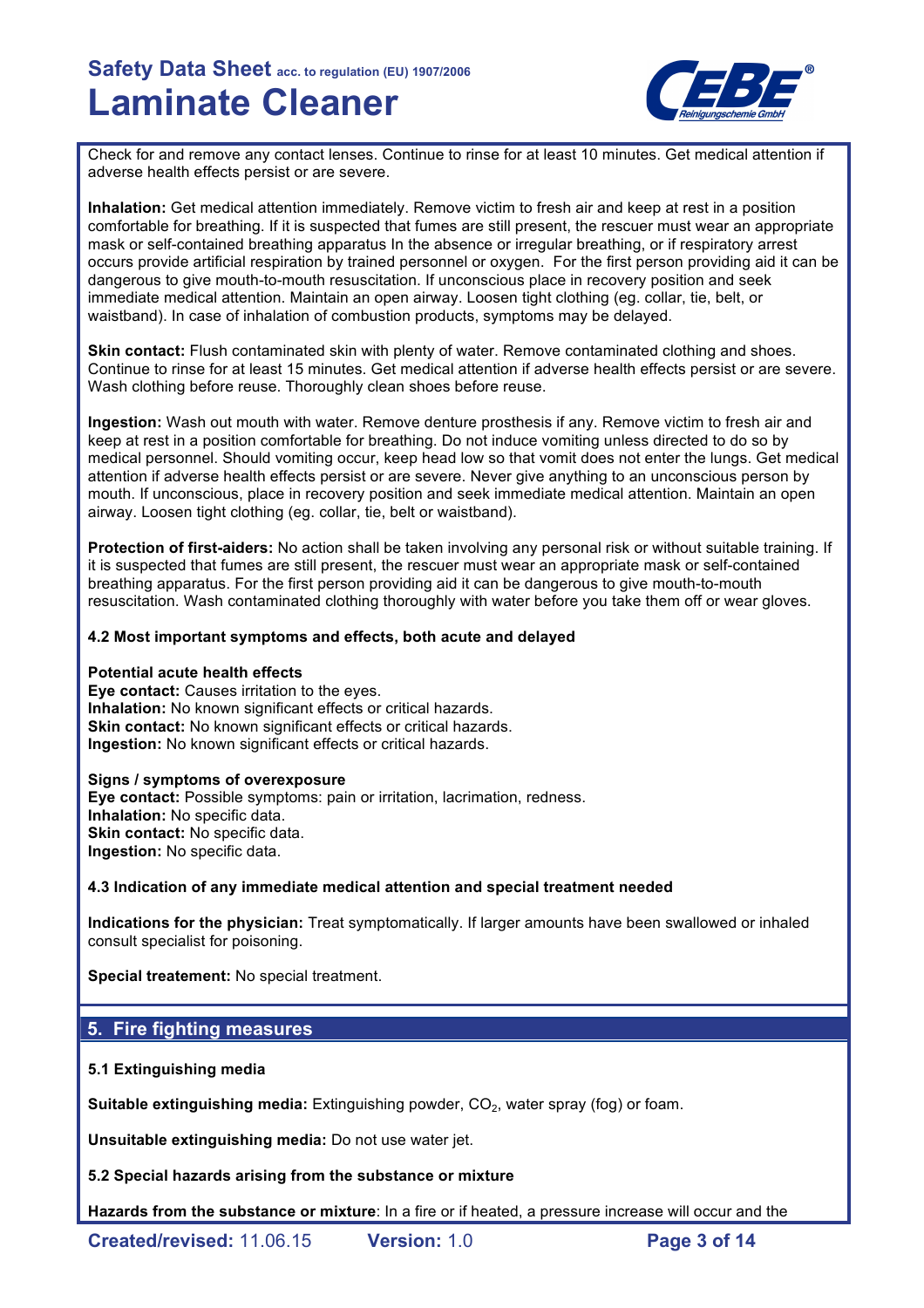Check for and remove any contact lenses. Continue to rinse for at least 10 minutes. Get medical attention if adverse health effects persist or are severe.

**Inhalation:** Get medical attention immediately. Remove victim to fresh air and keep at rest in a position comfortable for breathing. If it is suspected that fumes are still present, the rescuer must wear an appropriate mask or self-contained breathing apparatus In the absence or irregular breathing, or if respiratory arrest occurs provide artificial respiration by trained personnel or oxygen. For the first person providing aid it can be dangerous to give mouth-to-mouth resuscitation. If unconscious place in recovery position and seek immediate medical attention. Maintain an open airway. Loosen tight clothing (eg. collar, tie, belt, or waistband). In case of inhalation of combustion products, symptoms may be delayed.

**Skin contact:** Flush contaminated skin with plenty of water. Remove contaminated clothing and shoes. Continue to rinse for at least 15 minutes. Get medical attention if adverse health effects persist or are severe. Wash clothing before reuse. Thoroughly clean shoes before reuse.

**Ingestion:** Wash out mouth with water. Remove denture prosthesis if any. Remove victim to fresh air and keep at rest in a position comfortable for breathing. Do not induce vomiting unless directed to do so by medical personnel. Should vomiting occur, keep head low so that vomit does not enter the lungs. Get medical attention if adverse health effects persist or are severe. Never give anything to an unconscious person by mouth. If unconscious, place in recovery position and seek immediate medical attention. Maintain an open airway. Loosen tight clothing (eg. collar, tie, belt or waistband).

**Protection of first-aiders:** No action shall be taken involving any personal risk or without suitable training. If it is suspected that fumes are still present, the rescuer must wear an appropriate mask or self-contained breathing apparatus. For the first person providing aid it can be dangerous to give mouth-to-mouth resuscitation. Wash contaminated clothing thoroughly with water before you take them off or wear gloves.

### 4.2 Most important symptoms and effects, both acute and delayed

**Potential acute health effects**
**Eye contact:** Causes irritation to the eyes.
**Inhalation:** No known significant effects or critical hazards.
**Skin contact:** No known significant effects or critical hazards.
**Ingestion:** No known significant effects or critical hazards.

**Signs / symptoms of overexposure**
**Eye contact:** Possible symptoms: pain or irritation, lacrimation, redness.
**Inhalation:** No specific data.
**Skin contact:** No specific data.
**Ingestion:** No specific data.

### 4.3 Indication of any immediate medical attention and special treatment needed

**Indications for the physician:** Treat symptomatically. If larger amounts have been swallowed or inhaled consult specialist for poisoning.

**Special treatement:** No special treatment.

## 5. Fire fighting measures

### 5.1 Extinguishing media

**Suitable extinguishing media:** Extinguishing powder, $CO_2$, water spray (fog) or foam.

**Unsuitable extinguishing media:** Do not use water jet.

### 5.2 Special hazards arising from the substance or mixture

**Hazards from the substance or mixture**: In a fire or if heated, a pressure increase will occur and the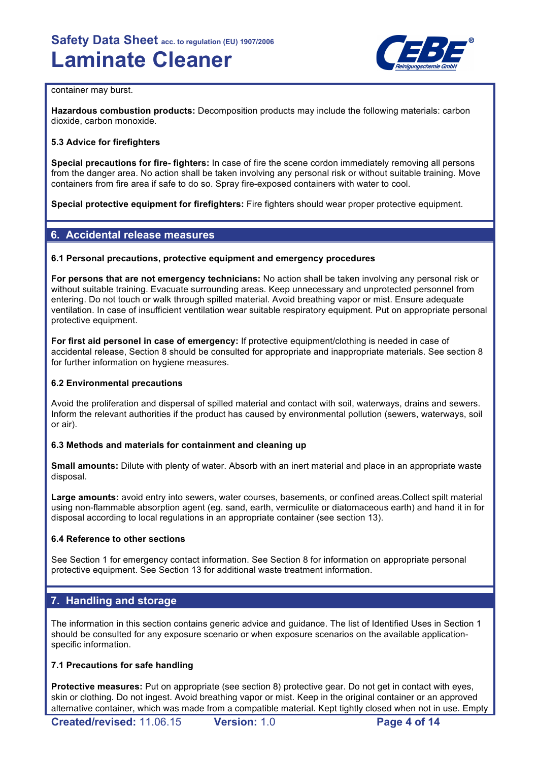container may burst.

**Hazardous combustion products:** Decomposition products may include the following materials: carbon dioxide, carbon monoxide.

**5.3 Advice for firefighters**

**Special precautions for fire- fighters:** In case of fire the scene cordon immediately removing all persons from the danger area. No action shall be taken involving any personal risk or without suitable training. Move containers from fire area if safe to do so. Spray fire-exposed containers with water to cool.

**Special protective equipment for firefighters:** Fire fighters should wear proper protective equipment.

## 6. Accidental release measures

**6.1 Personal precautions, protective equipment and emergency procedures**

**For persons that are not emergency technicians:** No action shall be taken involving any personal risk or without suitable training. Evacuate surrounding areas. Keep unnecessary and unprotected personnel from entering. Do not touch or walk through spilled material. Avoid breathing vapor or mist. Ensure adequate ventilation. In case of insufficient ventilation wear suitable respiratory equipment. Put on appropriate personal protective equipment.

**For first aid personel in case of emergency:** If protective equipment/clothing is needed in case of accidental release, Section 8 should be consulted for appropriate and inappropriate materials. See section 8 for further information on hygiene measures.

**6.2 Environmental precautions**

Avoid the proliferation and dispersal of spilled material and contact with soil, waterways, drains and sewers. Inform the relevant authorities if the product has caused by environmental pollution (sewers, waterways, soil or air).

**6.3 Methods and materials for containment and cleaning up**

**Small amounts:** Dilute with plenty of water. Absorb with an inert material and place in an appropriate waste disposal.

**Large amounts:** avoid entry into sewers, water courses, basements, or confined areas.Collect spilt material using non-flammable absorption agent (eg. sand, earth, vermiculite or diatomaceous earth) and hand it in for disposal according to local regulations in an appropriate container (see section 13).

**6.4 Reference to other sections**

See Section 1 for emergency contact information. See Section 8 for information on appropriate personal protective equipment. See Section 13 for additional waste treatment information.

## 7. Handling and storage

The information in this section contains generic advice and guidance. The list of Identified Uses in Section 1 should be consulted for any exposure scenario or when exposure scenarios on the available application-specific information.

**7.1 Precautions for safe handling**

**Protective measures:** Put on appropriate (see section 8) protective gear. Do not get in contact with eyes, skin or clothing. Do not ingest. Avoid breathing vapor or mist. Keep in the original container or an approved alternative container, which was made from a compatible material. Kept tightly closed when not in use. Empty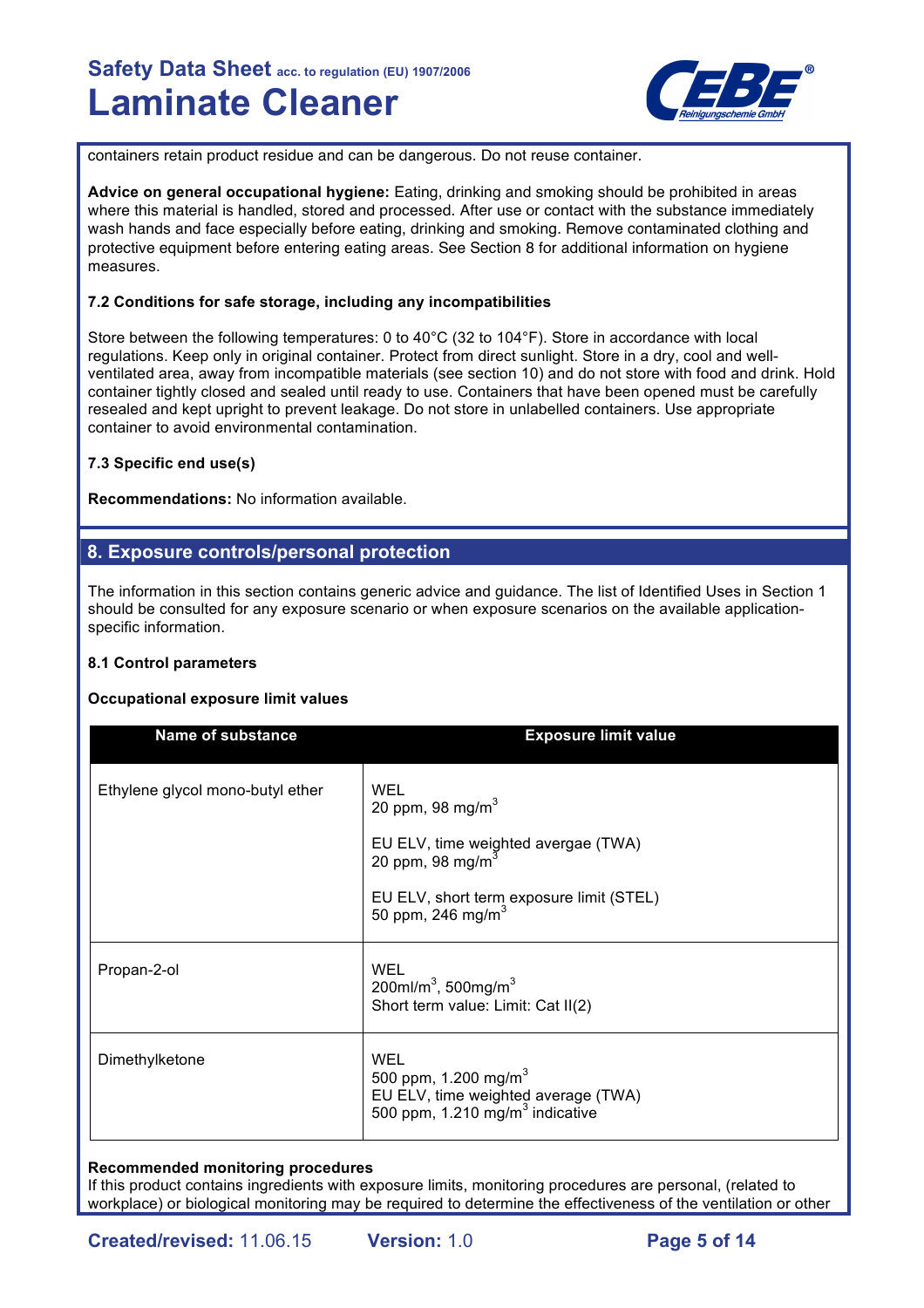containers retain product residue and can be dangerous. Do not reuse container.

**Advice on general occupational hygiene:** Eating, drinking and smoking should be prohibited in areas where this material is handled, stored and processed. After use or contact with the substance immediately wash hands and face especially before eating, drinking and smoking. Remove contaminated clothing and protective equipment before entering eating areas. See Section 8 for additional information on hygiene measures.

**7.2 Conditions for safe storage, including any incompatibilities**

Store between the following temperatures: 0 to 40°C (32 to 104°F). Store in accordance with local regulations. Keep only in original container. Protect from direct sunlight. Store in a dry, cool and well-ventilated area, away from incompatible materials (see section 10) and do not store with food and drink. Hold container tightly closed and sealed until ready to use. Containers that have been opened must be carefully resealed and kept upright to prevent leakage. Do not store in unlabelled containers. Use appropriate container to avoid environmental contamination.

**7.3 Specific end use(s)**

**Recommendations:** No information available.

## 8. Exposure controls/personal protection

The information in this section contains generic advice and guidance. The list of Identified Uses in Section 1 should be consulted for any exposure scenario or when exposure scenarios on the available application-specific information.

**8.1 Control parameters**

**Occupational exposure limit values**

| Name of substance | Exposure limit value |
|---|---|
| Ethylene glycol mono-butyl ether | WEL<br>20 ppm, 98 mg/m$^3$<br><br>EU ELV, time weighted avergae (TWA)<br>20 ppm, 98 mg/m$^3$<br><br>EU ELV, short term exposure limit (STEL)<br>50 ppm, 246 mg/m$^3$ |
| Propan-2-ol | WEL<br>200ml/m$^3$, 500mg/m$^3$<br>Short term value: Limit: Cat II(2) |
| Dimethylketone | WEL<br>500 ppm, 1.200 mg/m$^3$<br>EU ELV, time weighted average (TWA)<br>500 ppm, 1.210 mg/m$^3$ indicative |

**Recommended monitoring procedures**
If this product contains ingredients with exposure limits, monitoring procedures are personal, (related to workplace) or biological monitoring may be required to determine the effectiveness of the ventilation or other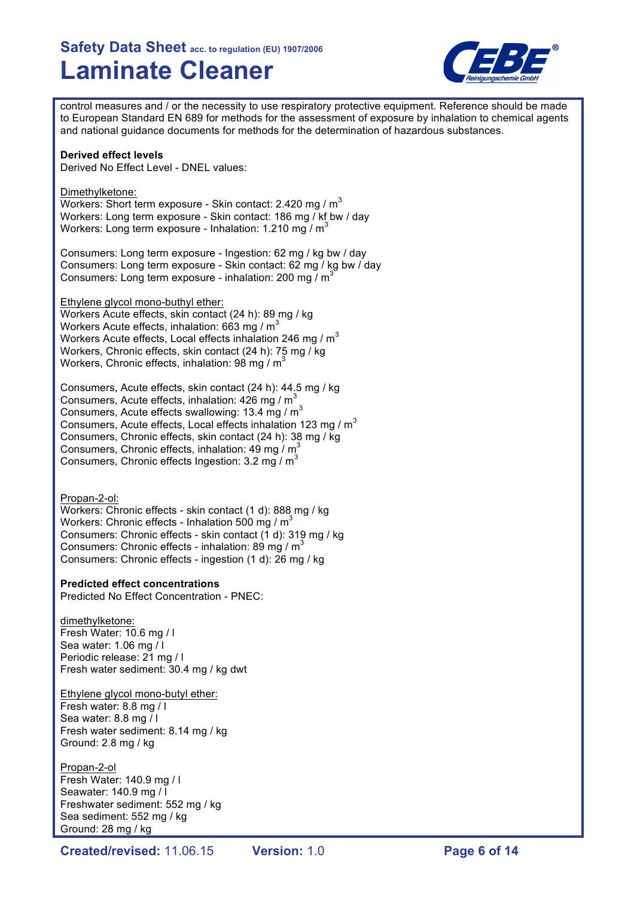control measures and / or the necessity to use respiratory protective equipment. Reference should be made to European Standard EN 689 for methods for the assessment of exposure by inhalation to chemical agents and national guidance documents for methods for the determination of hazardous substances.

**Derived effect levels**
Derived No Effect Level - DNEL values:

Dimethylketone:
Workers: Short term exposure - Skin contact: 2.420 mg / $m^3$
Workers: Long term exposure - Skin contact: 186 mg / kf bw / day
Workers: Long term exposure - Inhalation: 1.210 mg / $m^3$

Consumers: Long term exposure - Ingestion: 62 mg / kg bw / day
Consumers: Long term exposure - Skin contact: 62 mg / kg bw / day
Consumers: Long term exposure - inhalation: 200 mg / $m^3$

Ethylene glycol mono-buthyl ether:
Workers Acute effects, skin contact (24 h): 89 mg / kg
Workers Acute effects, inhalation: 663 mg / $m^3$
Workers Acute effects, Local effects inhalation 246 mg / $m^3$
Workers, Chronic effects, skin contact (24 h): 75 mg / kg
Workers, Chronic effects, inhalation: 98 mg / $m^3$

Consumers, Acute effects, skin contact (24 h): 44.5 mg / kg
Consumers, Acute effects, inhalation: 426 mg / $m^3$
Consumers, Acute effects swallowing: 13.4 mg / $m^3$
Consumers, Acute effects, Local effects inhalation 123 mg / $m^3$
Consumers, Chronic effects, skin contact (24 h): 38 mg / kg
Consumers, Chronic effects, inhalation: 49 mg / $m^3$
Consumers, Chronic effects Ingestion: 3.2 mg / $m^3$

Propan-2-ol:
Workers: Chronic effects - skin contact (1 d): 888 mg / kg
Workers: Chronic effects - Inhalation 500 mg / $m^3$
Consumers: Chronic effects - skin contact (1 d): 319 mg / kg
Consumers: Chronic effects - inhalation: 89 mg / $m^3$
Consumers: Chronic effects - ingestion (1 d): 26 mg / kg

**Predicted effect concentrations**
Predicted No Effect Concentration - PNEC:

dimethylketone:
Fresh Water: 10.6 mg / l
Sea water: 1.06 mg / l
Periodic release: 21 mg / l
Fresh water sediment: 30.4 mg / kg dwt

Ethylene glycol mono-butyl ether:
Fresh water: 8.8 mg / l
Sea water: 8.8 mg / l
Fresh water sediment: 8.14 mg / kg
Ground: 2.8 mg / kg

Propan-2-ol
Fresh Water: 140.9 mg / l
Seawater: 140.9 mg / l
Freshwater sediment: 552 mg / kg
Sea sediment: 552 mg / kg
Ground: 28 mg / kg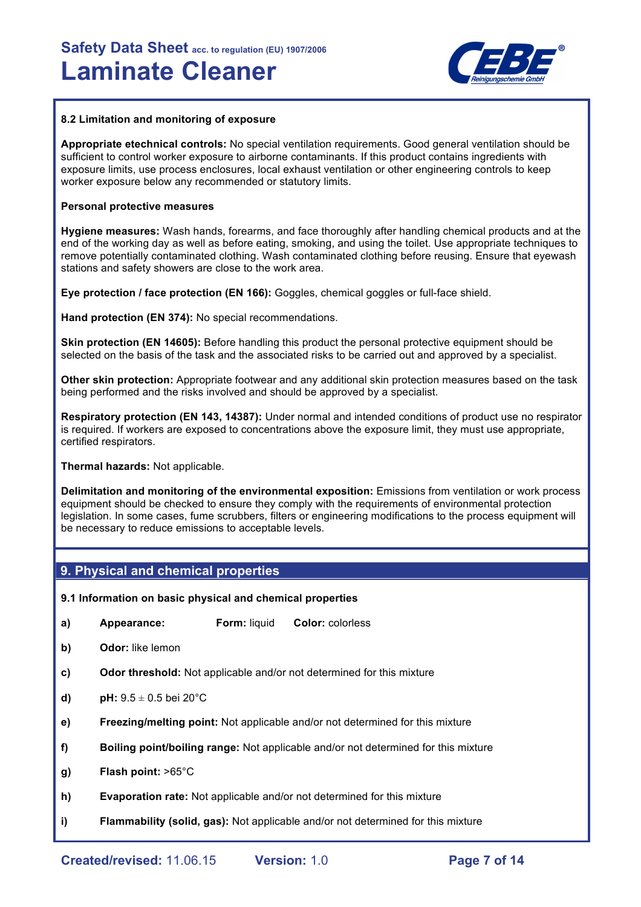### 8.2 Limitation and monitoring of exposure

**Appropriate etechnical controls:** No special ventilation requirements. Good general ventilation should be sufficient to control worker exposure to airborne contaminants. If this product contains ingredients with exposure limits, use process enclosures, local exhaust ventilation or other engineering controls to keep worker exposure below any recommended or statutory limits.

**Personal protective measures**

**Hygiene measures:** Wash hands, forearms, and face thoroughly after handling chemical products and at the end of the working day as well as before eating, smoking, and using the toilet. Use appropriate techniques to remove potentially contaminated clothing. Wash contaminated clothing before reusing. Ensure that eyewash stations and safety showers are close to the work area.

**Eye protection / face protection (EN 166):** Goggles, chemical goggles or full-face shield.

**Hand protection (EN 374):** No special recommendations.

**Skin protection (EN 14605):** Before handling this product the personal protective equipment should be selected on the basis of the task and the associated risks to be carried out and approved by a specialist.

**Other skin protection:** Appropriate footwear and any additional skin protection measures based on the task being performed and the risks involved and should be approved by a specialist.

**Respiratory protection (EN 143, 14387):** Under normal and intended conditions of product use no respirator is required. If workers are exposed to concentrations above the exposure limit, they must use appropriate, certified respirators.

**Thermal hazards:** Not applicable.

**Delimitation and monitoring of the environmental exposition:** Emissions from ventilation or work process equipment should be checked to ensure they comply with the requirements of environmental protection legislation. In some cases, fume scrubbers, filters or engineering modifications to the process equipment will be necessary to reduce emissions to acceptable levels.

## 9. Physical and chemical properties

### 9.1 Information on basic physical and chemical properties

- **a)** **Appearance:** **Form:** liquid **Color:** colorless
- **b)** **Odor:** like lemon
- **c)** **Odor threshold:** Not applicable and/or not determined for this mixture
- **d)** **pH:** 9.5 ± 0.5 bei 20°C
- **e)** **Freezing/melting point:** Not applicable and/or not determined for this mixture
- **f)** **Boiling point/boiling range:** Not applicable and/or not determined for this mixture
- **g)** **Flash point:** >65°C
- **h)** **Evaporation rate:** Not applicable and/or not determined for this mixture
- **i)** **Flammability (solid, gas):** Not applicable and/or not determined for this mixture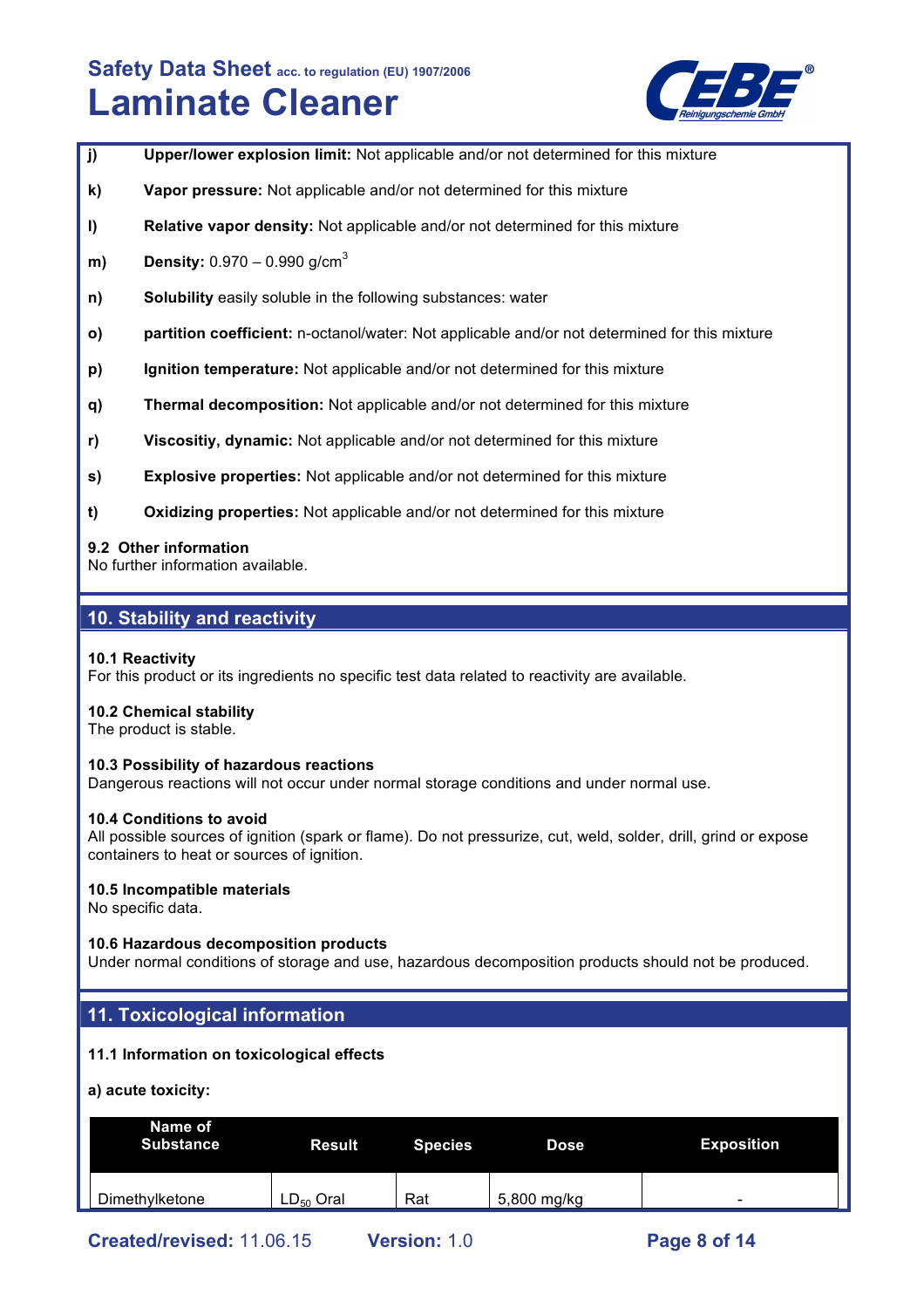**j)** **Upper/lower explosion limit:** Not applicable and/or not determined for this mixture

**k)** **Vapor pressure:** Not applicable and/or not determined for this mixture

**l)** **Relative vapor density:** Not applicable and/or not determined for this mixture

**m)** **Density:** 0.970 – 0.990 $g/cm^3$

**n)** **Solubility** easily soluble in the following substances: water

**o)** **partition coefficient:** n-octanol/water: Not applicable and/or not determined for this mixture

**p)** **Ignition temperature:** Not applicable and/or not determined for this mixture

**q)** **Thermal decomposition:** Not applicable and/or not determined for this mixture

**r)** **Viscositiy, dynamic:** Not applicable and/or not determined for this mixture

**s)** **Explosive properties:** Not applicable and/or not determined for this mixture

**t)** **Oxidizing properties:** Not applicable and/or not determined for this mixture

**9.2 Other information**
No further information available.

## 10. Stability and reactivity

**10.1 Reactivity**
For this product or its ingredients no specific test data related to reactivity are available.

**10.2 Chemical stability**
The product is stable.

**10.3 Possibility of hazardous reactions**
Dangerous reactions will not occur under normal storage conditions and under normal use.

**10.4 Conditions to avoid**
All possible sources of ignition (spark or flame). Do not pressurize, cut, weld, solder, drill, grind or expose containers to heat or sources of ignition.

**10.5 Incompatible materials**
No specific data.

**10.6 Hazardous decomposition products**
Under normal conditions of storage and use, hazardous decomposition products should not be produced.

## 11. Toxicological information

**11.1 Information on toxicological effects**

**a) acute toxicity:**

| Name of Substance | Result | Species | Dose | Exposition |
|---|---|---|---|---|
| Dimethylketone | $LD_{50}$ Oral | Rat | 5,800 mg/kg | - |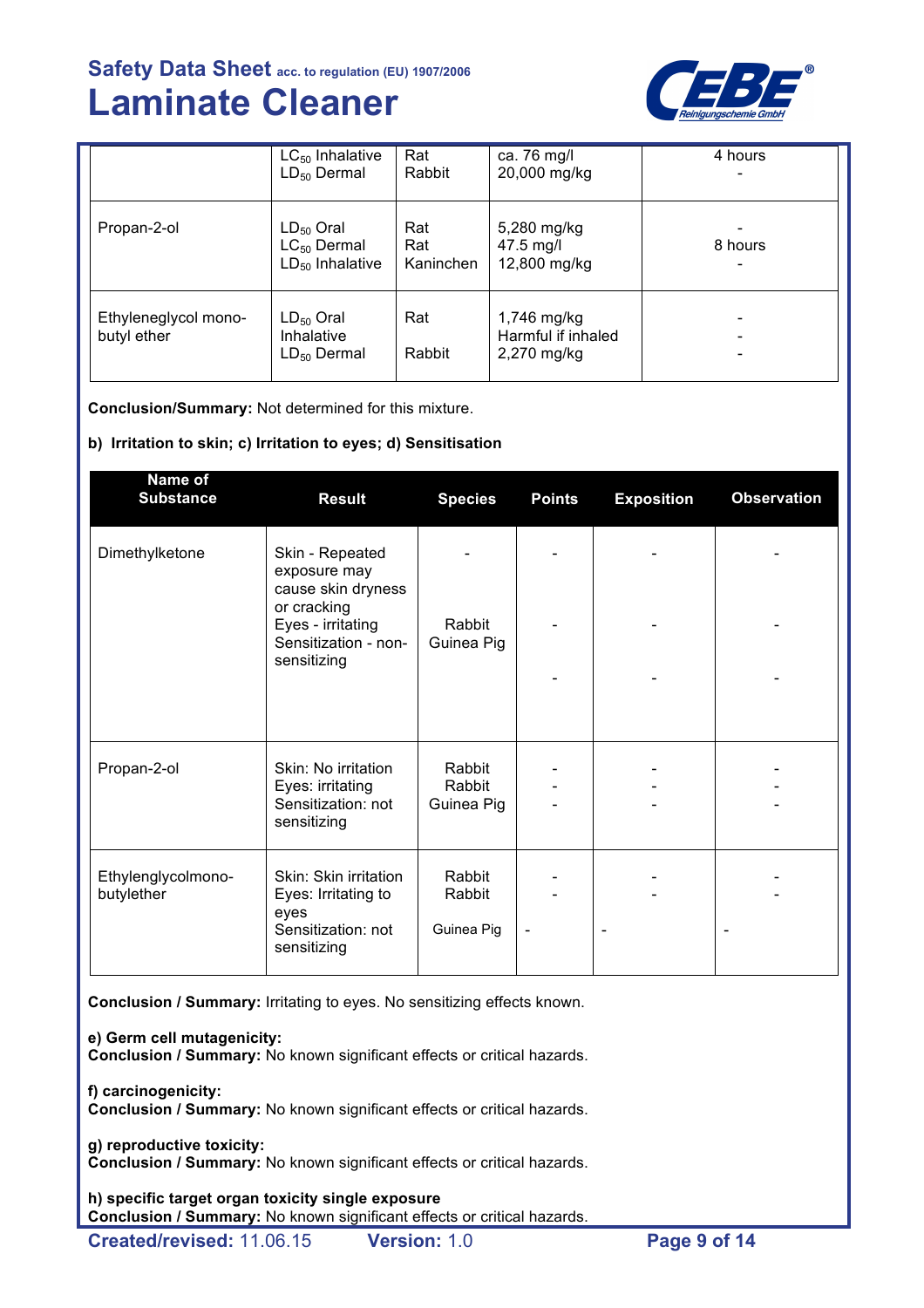| | | | | |
|---|---|---|---|---|
| | $LC_{50}$ Inhalative<br>$LD_{50}$ Dermal | Rat<br>Rabbit | ca. 76 mg/l<br>20,000 mg/kg | 4 hours<br>- |
| Propan-2-ol | $LD_{50}$ Oral<br>$LC_{50}$ Dermal<br>$LD_{50}$ Inhalative | Rat<br>Rat<br>Kaninchen | 5,280 mg/kg<br>47.5 mg/l<br>12,800 mg/kg | -<br>8 hours<br>- |
| Ethyleneglycol mono-butyl ether | $LD_{50}$ Oral<br>Inhalative<br>$LD_{50}$ Dermal | Rat<br><br>Rabbit | 1,746 mg/kg<br>Harmful if inhaled<br>2,270 mg/kg | -<br>-<br>- |

**Conclusion/Summary:** Not determined for this mixture.

**b) Irritation to skin; c) Irritation to eyes; d) Sensitisation**

| Name of Substance | Result | Species | Points | Exposition | Observation |
|---|---|---|---|---|---|
| Dimethylketone | Skin - Repeated exposure may cause skin dryness or cracking<br>Eyes - irritating<br>Sensitization - non-sensitizing | -<br>Rabbit<br>Guinea Pig | -<br>-<br>- | -<br>-<br>- | -<br>-<br>- |
| Propan-2-ol | Skin: No irritation<br>Eyes: irritating<br>Sensitization: not sensitizing | Rabbit<br>Rabbit<br>Guinea Pig | -<br>-<br>- | -<br>-<br>- | -<br>-<br>- |
| Ethylenglycolmono-butylether | Skin: Skin irritation<br>Eyes: Irritating to eyes<br>Sensitization: not sensitizing | Rabbit<br>Rabbit<br>Guinea Pig | -<br>-<br>- | -<br>-<br>- | -<br>-<br>- |

**Conclusion / Summary:** Irritating to eyes. No sensitizing effects known.

**e) Germ cell mutagenicity:**
**Conclusion / Summary:** No known significant effects or critical hazards.

**f) carcinogenicity:**
**Conclusion / Summary:** No known significant effects or critical hazards.

**g) reproductive toxicity:**
**Conclusion / Summary:** No known significant effects or critical hazards.

**h) specific target organ toxicity single exposure**
**Conclusion / Summary:** No known significant effects or critical hazards.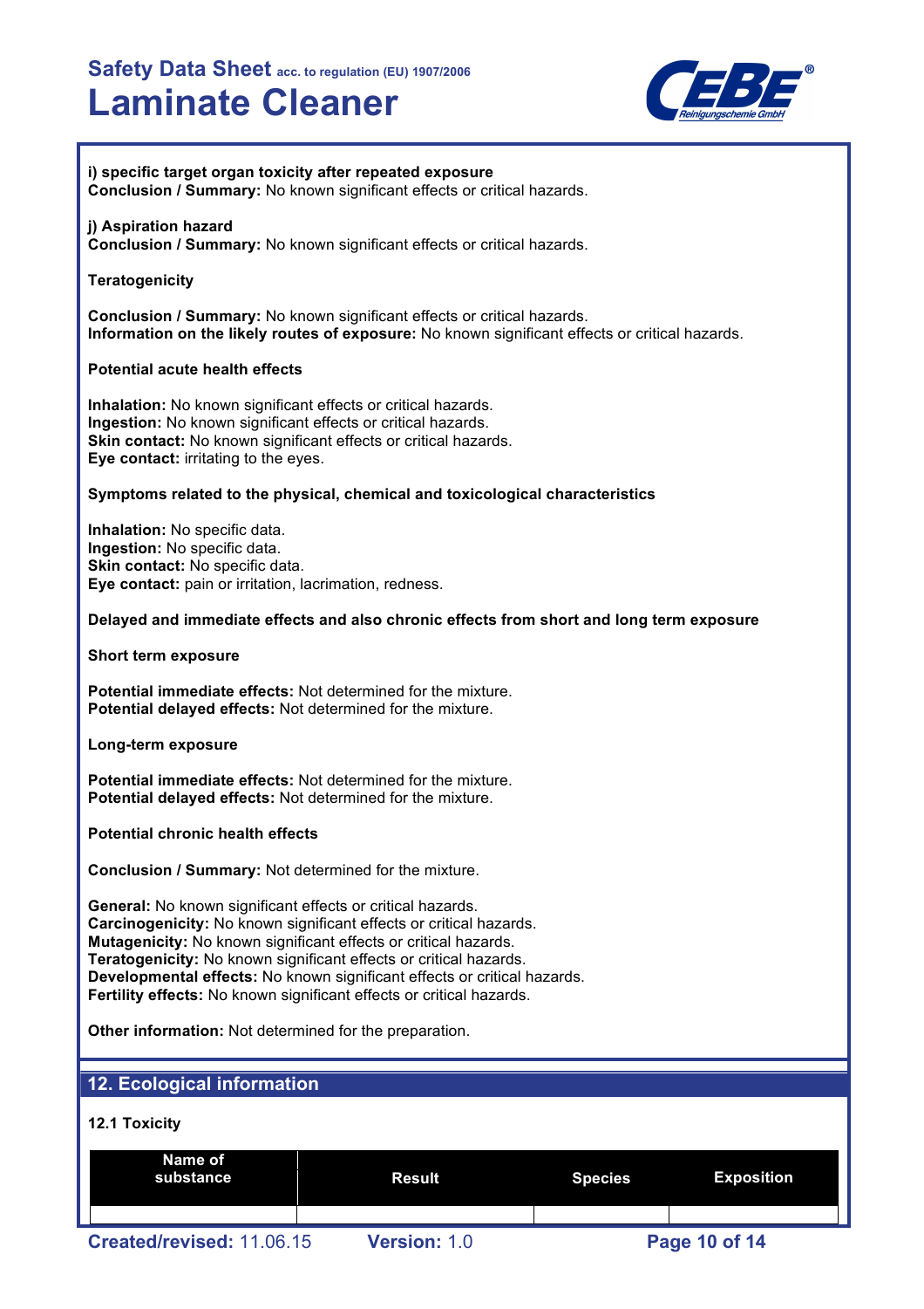**i) specific target organ toxicity after repeated exposure**
**Conclusion / Summary:** No known significant effects or critical hazards.

**j) Aspiration hazard**
**Conclusion / Summary:** No known significant effects or critical hazards.

**Teratogenicity**

**Conclusion / Summary:** No known significant effects or critical hazards.
**Information on the likely routes of exposure:** No known significant effects or critical hazards.

**Potential acute health effects**

**Inhalation:** No known significant effects or critical hazards.
**Ingestion:** No known significant effects or critical hazards.
**Skin contact:** No known significant effects or critical hazards.
**Eye contact:** irritating to the eyes.

**Symptoms related to the physical, chemical and toxicological characteristics**

**Inhalation:** No specific data.
**Ingestion:** No specific data.
**Skin contact:** No specific data.
**Eye contact:** pain or irritation, lacrimation, redness.

**Delayed and immediate effects and also chronic effects from short and long term exposure**

**Short term exposure**

**Potential immediate effects:** Not determined for the mixture.
**Potential delayed effects:** Not determined for the mixture.

**Long-term exposure**

**Potential immediate effects:** Not determined for the mixture.
**Potential delayed effects:** Not determined for the mixture.

**Potential chronic health effects**

**Conclusion / Summary:** Not determined for the mixture.

**General:** No known significant effects or critical hazards.
**Carcinogenicity:** No known significant effects or critical hazards.
**Mutagenicity:** No known significant effects or critical hazards.
**Teratogenicity:** No known significant effects or critical hazards.
**Developmental effects:** No known significant effects or critical hazards.
**Fertility effects:** No known significant effects or critical hazards.

**Other information:** Not determined for the preparation.

## 12. Ecological information

### 12.1 Toxicity

| Name of substance | Result | Species | Exposition |
|---|---|---|---|
| | | | |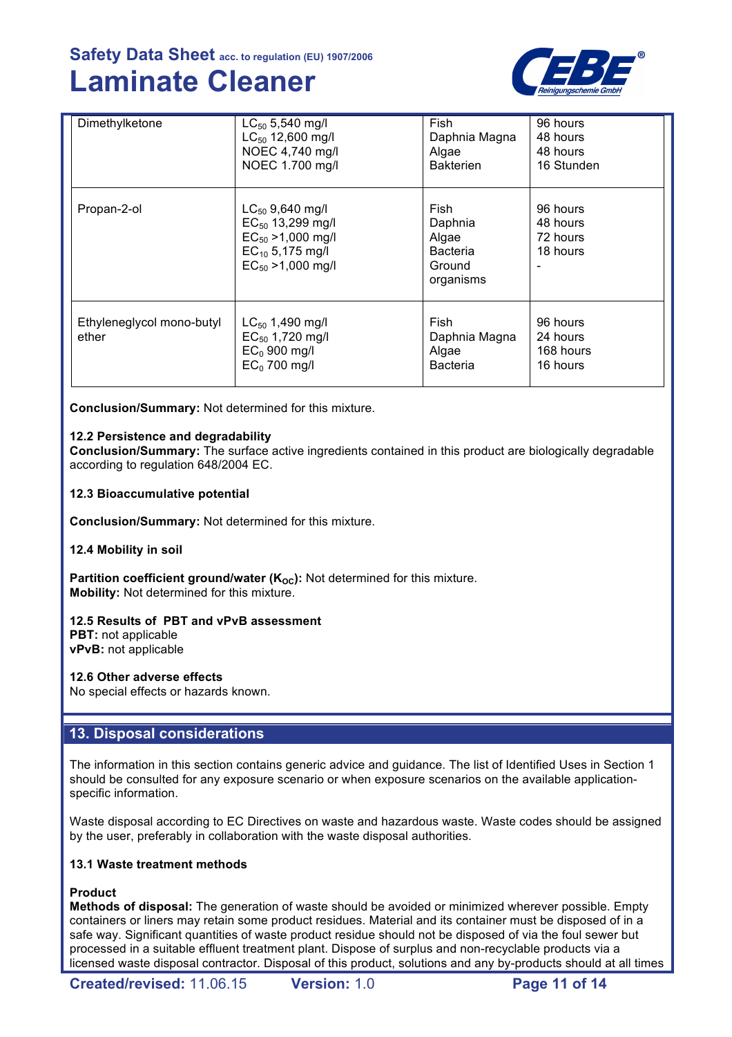| | | | |
|---|---|---|---|
| Dimethylketone | $LC_{50}$ 5,540 mg/l<br>$LC_{50}$ 12,600 mg/l<br>NOEC 4,740 mg/l<br>NOEC 1.700 mg/l | Fish<br>Daphnia Magna<br>Algae<br>Bakterien | 96 hours<br>48 hours<br>48 hours<br>16 Stunden |
| Propan-2-ol | $LC_{50}$ 9,640 mg/l<br>$EC_{50}$ 13,299 mg/l<br>$EC_{50}$ >1,000 mg/l<br>$EC_{10}$ 5,175 mg/l<br>$EC_{50}$ >1,000 mg/l | Fish<br>Daphnia<br>Algae<br>Bacteria<br>Ground organisms | 96 hours<br>48 hours<br>72 hours<br>18 hours<br>- |
| Ethyleneglycol mono-butyl ether | $LC_{50}$ 1,490 mg/l<br>$EC_{50}$ 1,720 mg/l<br>$EC_{0}$ 900 mg/l<br>$EC_{0}$ 700 mg/l | Fish<br>Daphnia Magna<br>Algae<br>Bacteria | 96 hours<br>24 hours<br>168 hours<br>16 hours |

**Conclusion/Summary:** Not determined for this mixture.

**12.2 Persistence and degradability**
**Conclusion/Summary:** The surface active ingredients contained in this product are biologically degradable according to regulation 648/2004 EC.

**12.3 Bioaccumulative potential**

**Conclusion/Summary:** Not determined for this mixture.

**12.4 Mobility in soil**

**Partition coefficient ground/water ($K_{OC}$):** Not determined for this mixture.
**Mobility:** Not determined for this mixture.

**12.5 Results of PBT and vPvB assessment**
**PBT:** not applicable
**vPvB:** not applicable

**12.6 Other adverse effects**
No special effects or hazards known.

## 13. Disposal considerations

The information in this section contains generic advice and guidance. The list of Identified Uses in Section 1 should be consulted for any exposure scenario or when exposure scenarios on the available application-specific information.

Waste disposal according to EC Directives on waste and hazardous waste. Waste codes should be assigned by the user, preferably in collaboration with the waste disposal authorities.

**13.1 Waste treatment methods**

**Product**
**Methods of disposal:** The generation of waste should be avoided or minimized wherever possible. Empty containers or liners may retain some product residues. Material and its container must be disposed of in a safe way. Significant quantities of waste product residue should not be disposed of via the foul sewer but processed in a suitable effluent treatment plant. Dispose of surplus and non-recyclable products via a licensed waste disposal contractor. Disposal of this product, solutions and any by-products should at all times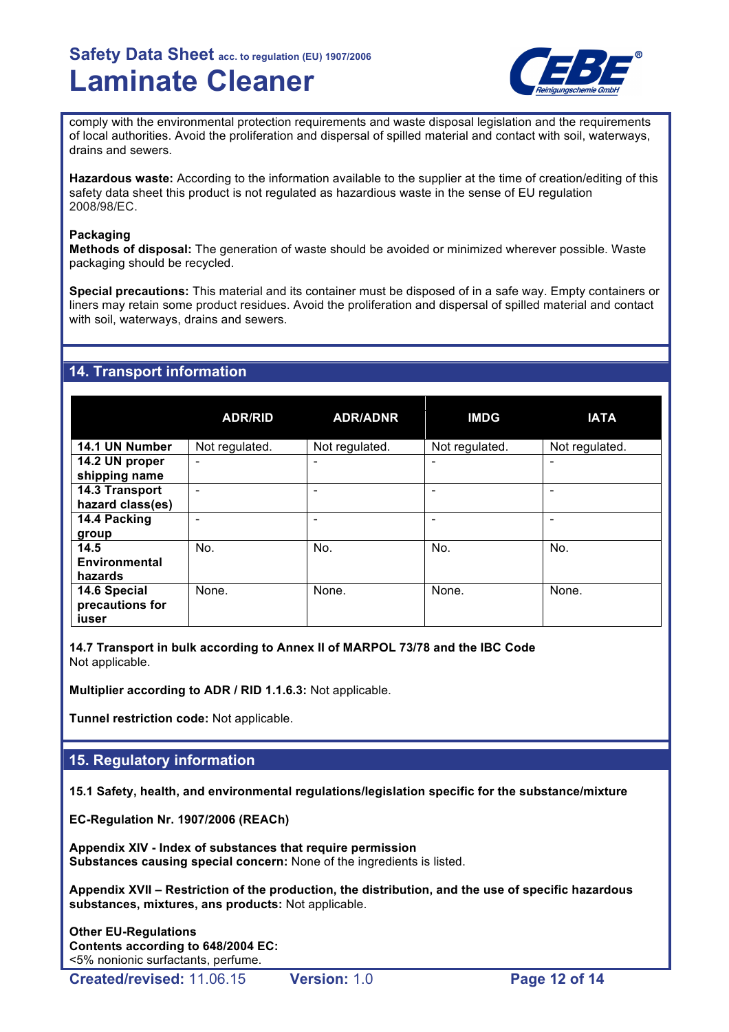comply with the environmental protection requirements and waste disposal legislation and the requirements of local authorities. Avoid the proliferation and dispersal of spilled material and contact with soil, waterways, drains and sewers.

**Hazardous waste:** According to the information available to the supplier at the time of creation/editing of this safety data sheet this product is not regulated as hazardious waste in the sense of EU regulation 2008/98/EC.

**Packaging**
**Methods of disposal:** The generation of waste should be avoided or minimized wherever possible. Waste packaging should be recycled.

**Special precautions:** This material and its container must be disposed of in a safe way. Empty containers or liners may retain some product residues. Avoid the proliferation and dispersal of spilled material and contact with soil, waterways, drains and sewers.

## 14. Transport information

| | ADR/RID | ADR/ADNR | IMDG | IATA |
|---|---|---|---|---|
| **14.1 UN Number** | Not regulated. | Not regulated. | Not regulated. | Not regulated. |
| **14.2 UN proper shipping name** | - | - | - | - |
| **14.3 Transport hazard class(es)** | - | - | - | - |
| **14.4 Packing group** | - | - | - | - |
| **14.5 Environmental hazards** | No. | No. | No. | No. |
| **14.6 Special precautions for iuser** | None. | None. | None. | None. |

**14.7 Transport in bulk according to Annex II of MARPOL 73/78 and the IBC Code**
Not applicable.

**Multiplier according to ADR / RID 1.1.6.3:** Not applicable.

**Tunnel restriction code:** Not applicable.

## 15. Regulatory information

**15.1 Safety, health, and environmental regulations/legislation specific for the substance/mixture**

**EC-Regulation Nr. 1907/2006 (REACh)**

**Appendix XIV - Index of substances that require permission**
**Substances causing special concern:** None of the ingredients is listed.

**Appendix XVII – Restriction of the production, the distribution, and the use of specific hazardous substances, mixtures, ans products:** Not applicable.

**Other EU-Regulations**
**Contents according to 648/2004 EC:**
<5% nonionic surfactants, perfume.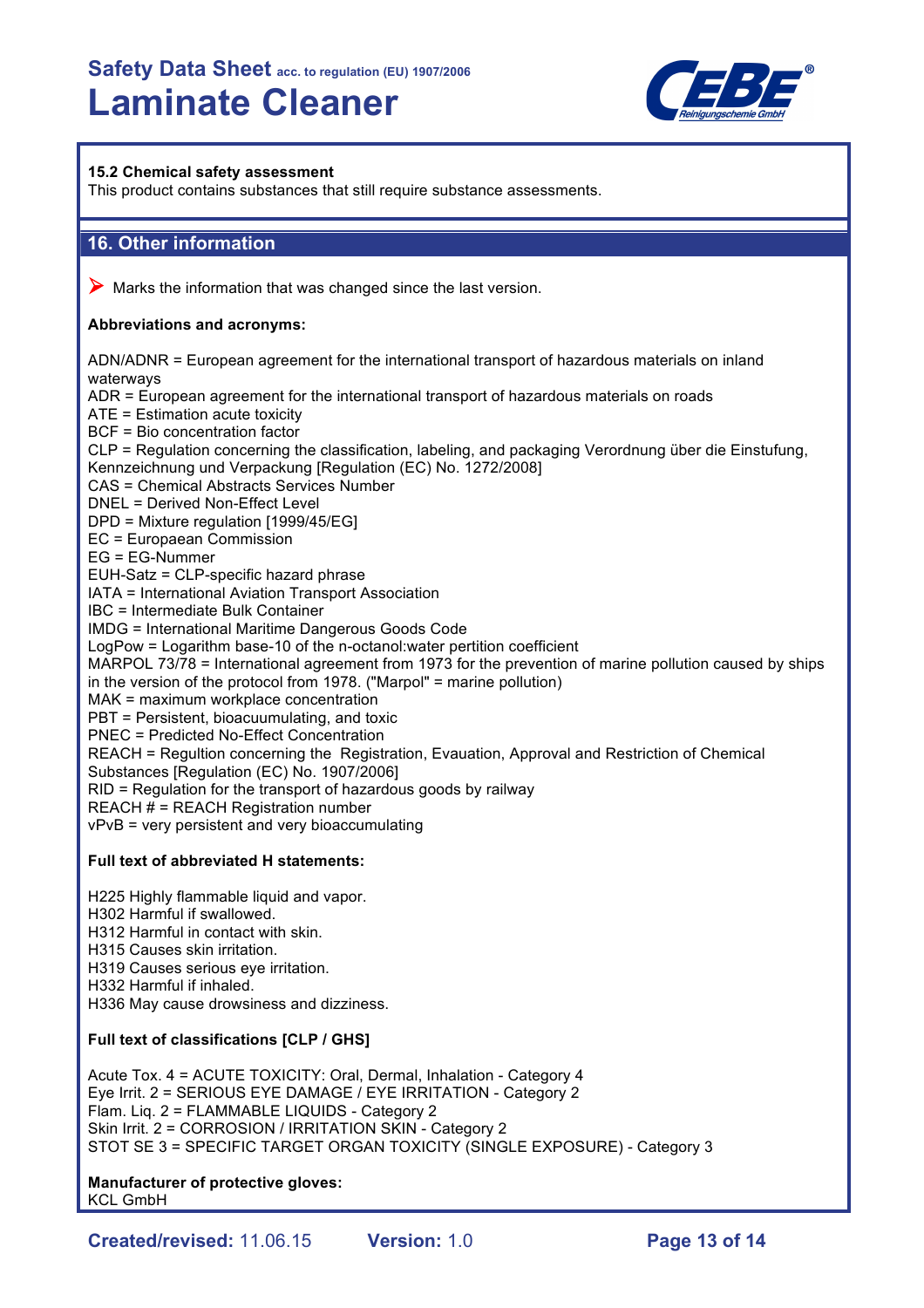### 15.2 Chemical safety assessment

This product contains substances that still require substance assessments.

## 16. Other information

➤ Marks the information that was changed since the last version.

**Abbreviations and acronyms:**

ADN/ADNR = European agreement for the international transport of hazardous materials on inland waterways
ADR = European agreement for the international transport of hazardous materials on roads
ATE = Estimation acute toxicity
BCF = Bio concentration factor
CLP = Regulation concerning the classification, labeling, and packaging Verordnung über die Einstufung, Kennzeichnung und Verpackung [Regulation (EC) No. 1272/2008]
CAS = Chemical Abstracts Services Number
DNEL = Derived Non-Effect Level
DPD = Mixture regulation [1999/45/EG]
EC = Europaean Commission
EG = EG-Nummer
EUH-Satz = CLP-specific hazard phrase
IATA = International Aviation Transport Association
IBC = Intermediate Bulk Container
IMDG = International Maritime Dangerous Goods Code
LogPow = Logarithm base-10 of the n-octanol:water pertition coefficient
MARPOL 73/78 = International agreement from 1973 for the prevention of marine pollution caused by ships in the version of the protocol from 1978. ("Marpol" = marine pollution)
MAK = maximum workplace concentration
PBT = Persistent, bioacuumulating, and toxic
PNEC = Predicted No-Effect Concentration
REACH = Regultion concerning the Registration, Evauation, Approval and Restriction of Chemical Substances [Regulation (EC) No. 1907/2006]
RID = Regulation for the transport of hazardous goods by railway
REACH # = REACH Registration number
vPvB = very persistent and very bioaccumulating

**Full text of abbreviated H statements:**

H225 Highly flammable liquid and vapor.
H302 Harmful if swallowed.
H312 Harmful in contact with skin.
H315 Causes skin irritation.
H319 Causes serious eye irritation.
H332 Harmful if inhaled.
H336 May cause drowsiness and dizziness.

**Full text of classifications [CLP / GHS]**

Acute Tox. 4 = ACUTE TOXICITY: Oral, Dermal, Inhalation - Category 4
Eye Irrit. 2 = SERIOUS EYE DAMAGE / EYE IRRITATION - Category 2
Flam. Liq. 2 = FLAMMABLE LIQUIDS - Category 2
Skin Irrit. 2 = CORROSION / IRRITATION SKIN - Category 2
STOT SE 3 = SPECIFIC TARGET ORGAN TOXICITY (SINGLE EXPOSURE) - Category 3

**Manufacturer of protective gloves:**
KCL GmbH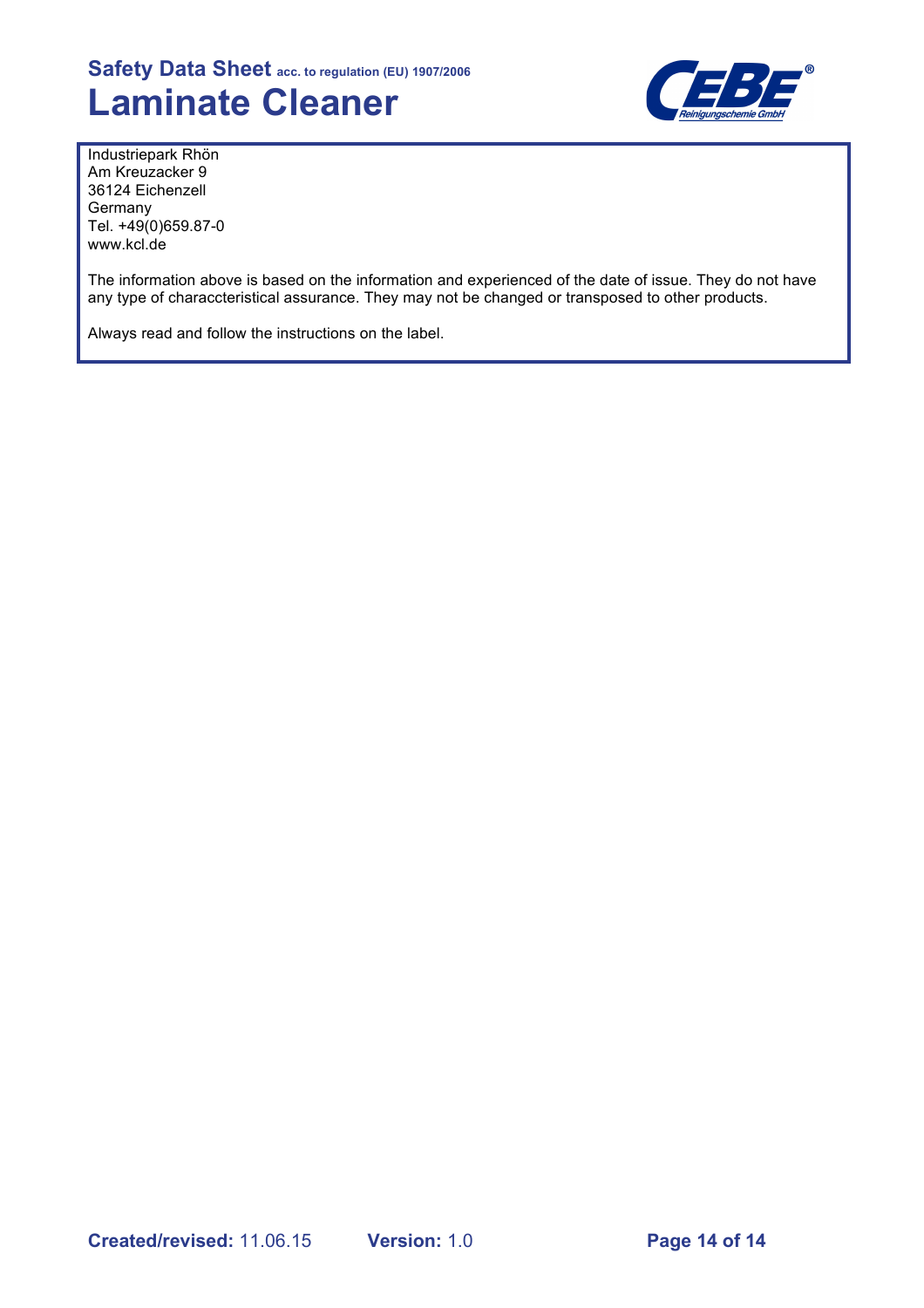Industriepark Rhön
Am Kreuzacker 9
36124 Eichenzell
Germany
Tel. +49(0)659.87-0
www.kcl.de

The information above is based on the information and experienced of the date of issue. They do not have any type of characcteristical assurance. They may not be changed or transposed to other products.

Always read and follow the instructions on the label.